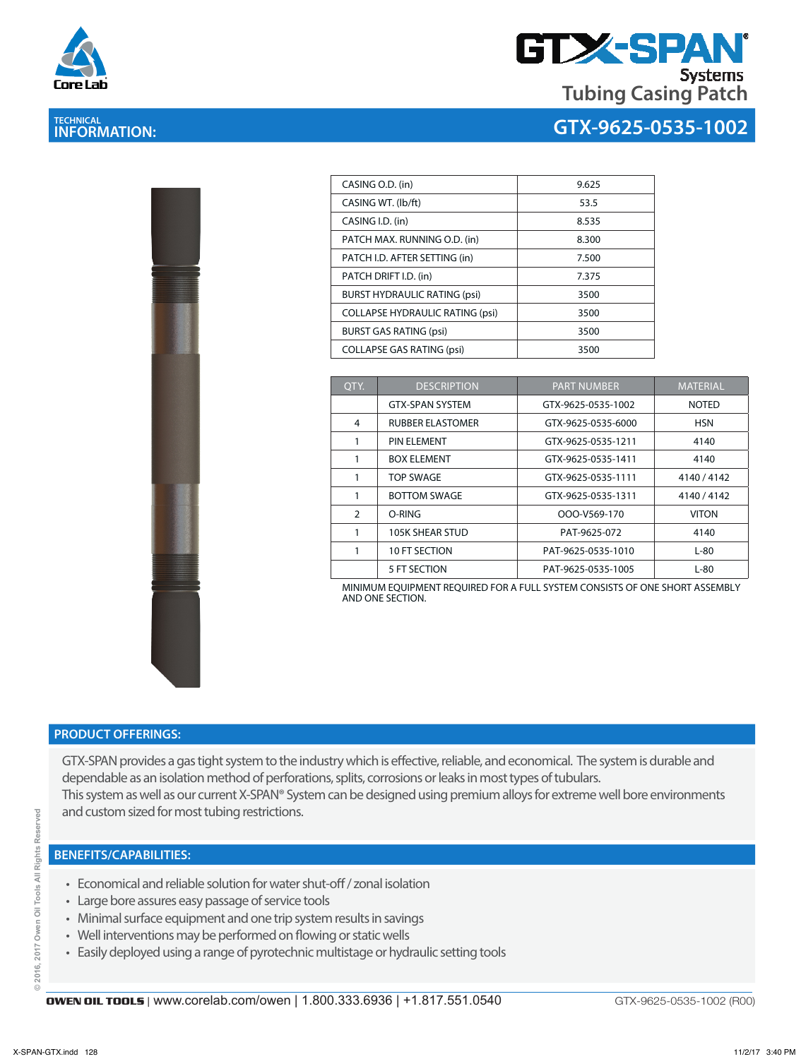# GTX-SPAN® Systems

## Tubing Casing Patch

**TECHNICAL INFORMATION:**

## GTX-9625-0535-1002

| | |
|---|---|
| CASING O.D. (in) | 9.625 |
| CASING WT. (lb/ft) | 53.5 |
| CASING I.D. (in) | 8.535 |
| PATCH MAX. RUNNING O.D. (in) | 8.300 |
| PATCH I.D. AFTER SETTING (in) | 7.500 |
| PATCH DRIFT I.D. (in) | 7.375 |
| BURST HYDRAULIC RATING (psi) | 3500 |
| COLLAPSE HYDRAULIC RATING (psi) | 3500 |
| BURST GAS RATING (psi) | 3500 |
| COLLAPSE GAS RATING (psi) | 3500 |

| QTY. | DESCRIPTION | PART NUMBER | MATERIAL |
|---|---|---|---|
| | GTX-SPAN SYSTEM | GTX-9625-0535-1002 | NOTED |
| 4 | RUBBER ELASTOMER | GTX-9625-0535-6000 | HSN |
| 1 | PIN ELEMENT | GTX-9625-0535-1211 | 4140 |
| 1 | BOX ELEMENT | GTX-9625-0535-1411 | 4140 |
| 1 | TOP SWAGE | GTX-9625-0535-1111 | 4140 / 4142 |
| 1 | BOTTOM SWAGE | GTX-9625-0535-1311 | 4140 / 4142 |
| 2 | O-RING | OOO-V569-170 | VITON |
| 1 | 105K SHEAR STUD | PAT-9625-072 | 4140 |
| 1 | 10 FT SECTION | PAT-9625-0535-1010 | L-80 |
| | 5 FT SECTION | PAT-9625-0535-1005 | L-80 |

MINIMUM EQUIPMENT REQUIRED FOR A FULL SYSTEM CONSISTS OF ONE SHORT ASSEMBLY AND ONE SECTION.

## PRODUCT OFFERINGS:

GTX-SPAN provides a gas tight system to the industry which is effective, reliable, and economical. The system is durable and dependable as an isolation method of perforations, splits, corrosions or leaks in most types of tubulars.
This system as well as our current X-SPAN® System can be designed using premium alloys for extreme well bore environments and custom sized for most tubing restrictions.

## BENEFITS/CAPABILITIES:

- Economical and reliable solution for water shut-off / zonal isolation
- Large bore assures easy passage of service tools
- Minimal surface equipment and one trip system results in savings
- Well interventions may be performed on flowing or static wells
- Easily deployed using a range of pyrotechnic multistage or hydraulic setting tools

**OWEN OIL TOOLS** | www.corelab.com/owen | 1.800.333.6936 | +1.817.551.0540

GTX-9625-0535-1002 (R00)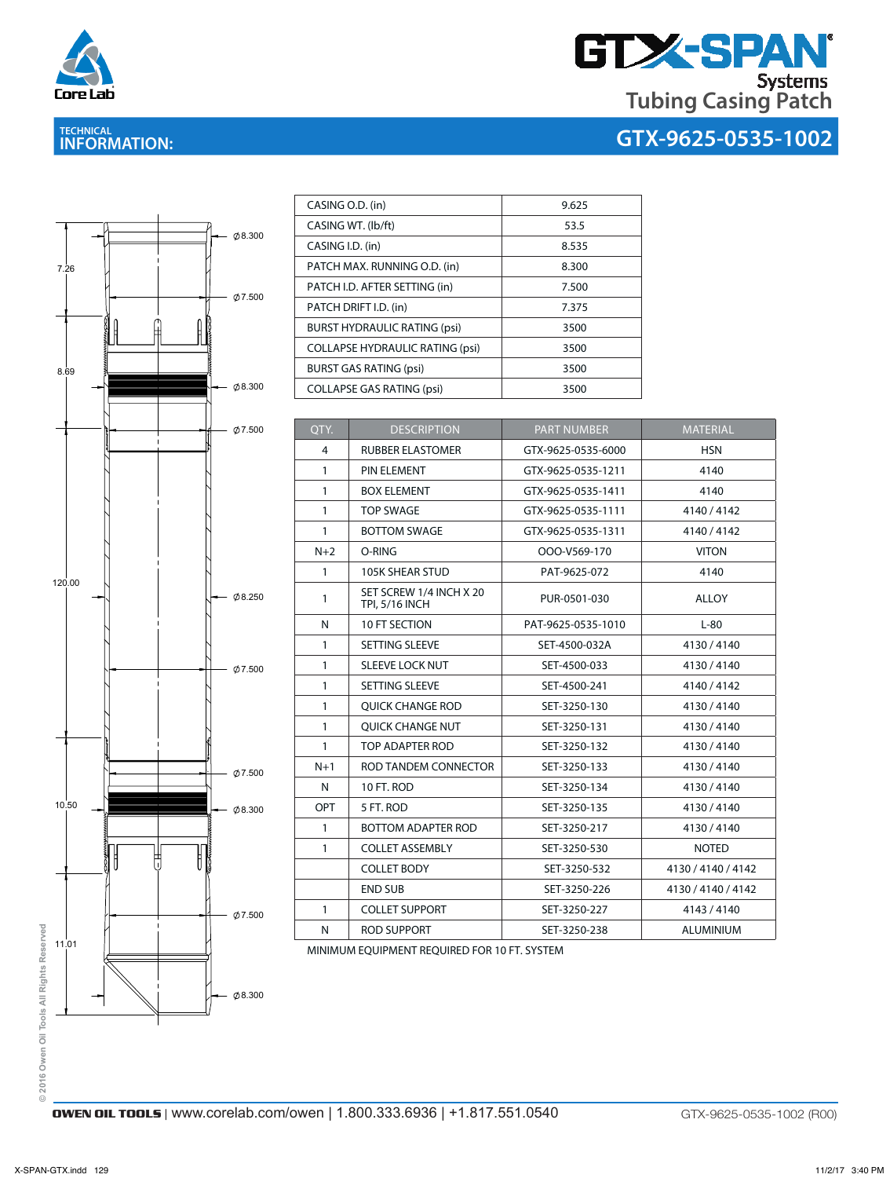# GTX-SPAN Systems Tubing Casing Patch

## TECHNICAL INFORMATION:

## GTX-9625-0535-1002

| | |
|---|---|
| CASING O.D. (in) | 9.625 |
| CASING WT. (lb/ft) | 53.5 |
| CASING I.D. (in) | 8.535 |
| PATCH MAX. RUNNING O.D. (in) | 8.300 |
| PATCH I.D. AFTER SETTING (in) | 7.500 |
| PATCH DRIFT I.D. (in) | 7.375 |
| BURST HYDRAULIC RATING (psi) | 3500 |
| COLLAPSE HYDRAULIC RATING (psi) | 3500 |
| BURST GAS RATING (psi) | 3500 |
| COLLAPSE GAS RATING (psi) | 3500 |

| QTY. | DESCRIPTION | PART NUMBER | MATERIAL |
|---|---|---|---|
| 4 | RUBBER ELASTOMER | GTX-9625-0535-6000 | HSN |
| 1 | PIN ELEMENT | GTX-9625-0535-1211 | 4140 |
| 1 | BOX ELEMENT | GTX-9625-0535-1411 | 4140 |
| 1 | TOP SWAGE | GTX-9625-0535-1111 | 4140 / 4142 |
| 1 | BOTTOM SWAGE | GTX-9625-0535-1311 | 4140 / 4142 |
| N+2 | O-RING | OOO-V569-170 | VITON |
| 1 | 105K SHEAR STUD | PAT-9625-072 | 4140 |
| 1 | SET SCREW 1/4 INCH X 20 TPI, 5/16 INCH | PUR-0501-030 | ALLOY |
| N | 10 FT SECTION | PAT-9625-0535-1010 | L-80 |
| 1 | SETTING SLEEVE | SET-4500-032A | 4130 / 4140 |
| 1 | SLEEVE LOCK NUT | SET-4500-033 | 4130 / 4140 |
| 1 | SETTING SLEEVE | SET-4500-241 | 4140 / 4142 |
| 1 | QUICK CHANGE ROD | SET-3250-130 | 4130 / 4140 |
| 1 | QUICK CHANGE NUT | SET-3250-131 | 4130 / 4140 |
| 1 | TOP ADAPTER ROD | SET-3250-132 | 4130 / 4140 |
| N+1 | ROD TANDEM CONNECTOR | SET-3250-133 | 4130 / 4140 |
| N | 10 FT. ROD | SET-3250-134 | 4130 / 4140 |
| OPT | 5 FT. ROD | SET-3250-135 | 4130 / 4140 |
| 1 | BOTTOM ADAPTER ROD | SET-3250-217 | 4130 / 4140 |
| 1 | COLLET ASSEMBLY | SET-3250-530 | NOTED |
| | COLLET BODY | SET-3250-532 | 4130 / 4140 / 4142 |
| | END SUB | SET-3250-226 | 4130 / 4140 / 4142 |
| 1 | COLLET SUPPORT | SET-3250-227 | 4143 / 4140 |
| N | ROD SUPPORT | SET-3250-238 | ALUMINIUM |

MINIMUM EQUIPMENT REQUIRED FOR 10 FT. SYSTEM

Drawing dimensions: 7.26, 8.69, 120.00, 10.50, 11.01; Ø8.300, Ø7.500, Ø8.300, Ø7.500, Ø8.250, Ø7.500, Ø7.500, Ø8.300, Ø7.500, Ø8.300

© 2016 Owen Oil Tools All Rights Reserved

**OWEN OIL TOOLS** | www.corelab.com/owen | 1.800.333.6936 | +1.817.551.0540

GTX-9625-0535-1002 (R00)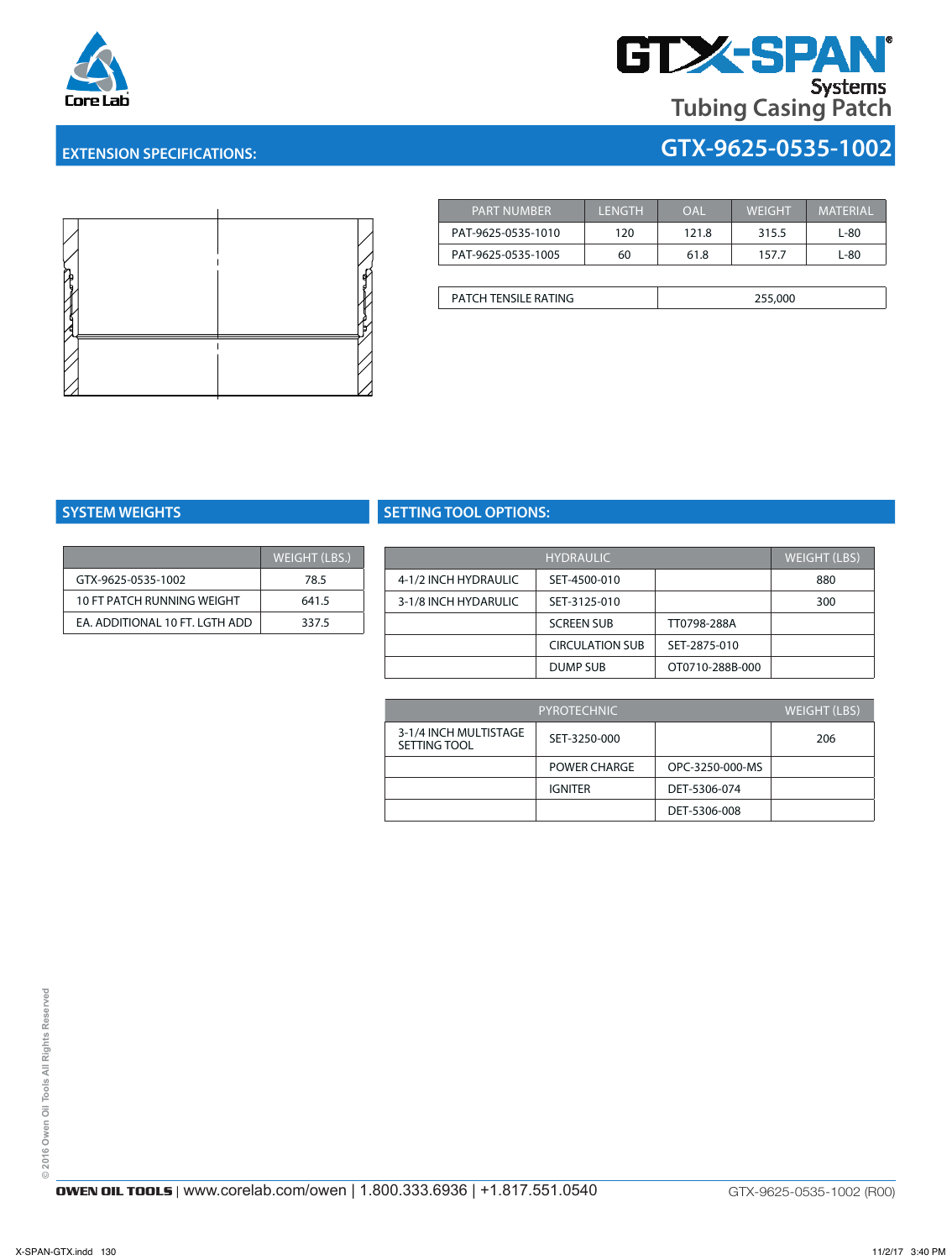# GTX-SPAN Systems Tubing Casing Patch

## EXTENSION SPECIFICATIONS: GTX-9625-0535-1002

| PART NUMBER | LENGTH | OAL | WEIGHT | MATERIAL |
|---|---|---|---|---|
| PAT-9625-0535-1010 | 120 | 121.8 | 315.5 | L-80 |
| PAT-9625-0535-1005 | 60 | 61.8 | 157.7 | L-80 |

| | |
|---|---|
| PATCH TENSILE RATING | 255,000 |

## SYSTEM WEIGHTS

| | WEIGHT (LBS.) |
|---|---|
| GTX-9625-0535-1002 | 78.5 |
| 10 FT PATCH RUNNING WEIGHT | 641.5 |
| EA. ADDITIONAL 10 FT. LGTH ADD | 337.5 |

## SETTING TOOL OPTIONS:

| HYDRAULIC | | | WEIGHT (LBS) |
|---|---|---|---|
| 4-1/2 INCH HYDRAULIC | SET-4500-010 | | 880 |
| 3-1/8 INCH HYDARULIC | SET-3125-010 | | 300 |
| | SCREEN SUB | TT0798-288A | |
| | CIRCULATION SUB | SET-2875-010 | |
| | DUMP SUB | OT0710-288B-000 | |

| PYROTECHNIC | | | WEIGHT (LBS) |
|---|---|---|---|
| 3-1/4 INCH MULTISTAGE SETTING TOOL | SET-3250-000 | | 206 |
| | POWER CHARGE | OPC-3250-000-MS | |
| | IGNITER | DET-5306-074 | |
| | | DET-5306-008 | |

© 2016 Owen Oil Tools All Rights Reserved

**OWEN OIL TOOLS** | www.corelab.com/owen | 1.800.333.6936 | +1.817.551.0540

GTX-9625-0535-1002 (R00)